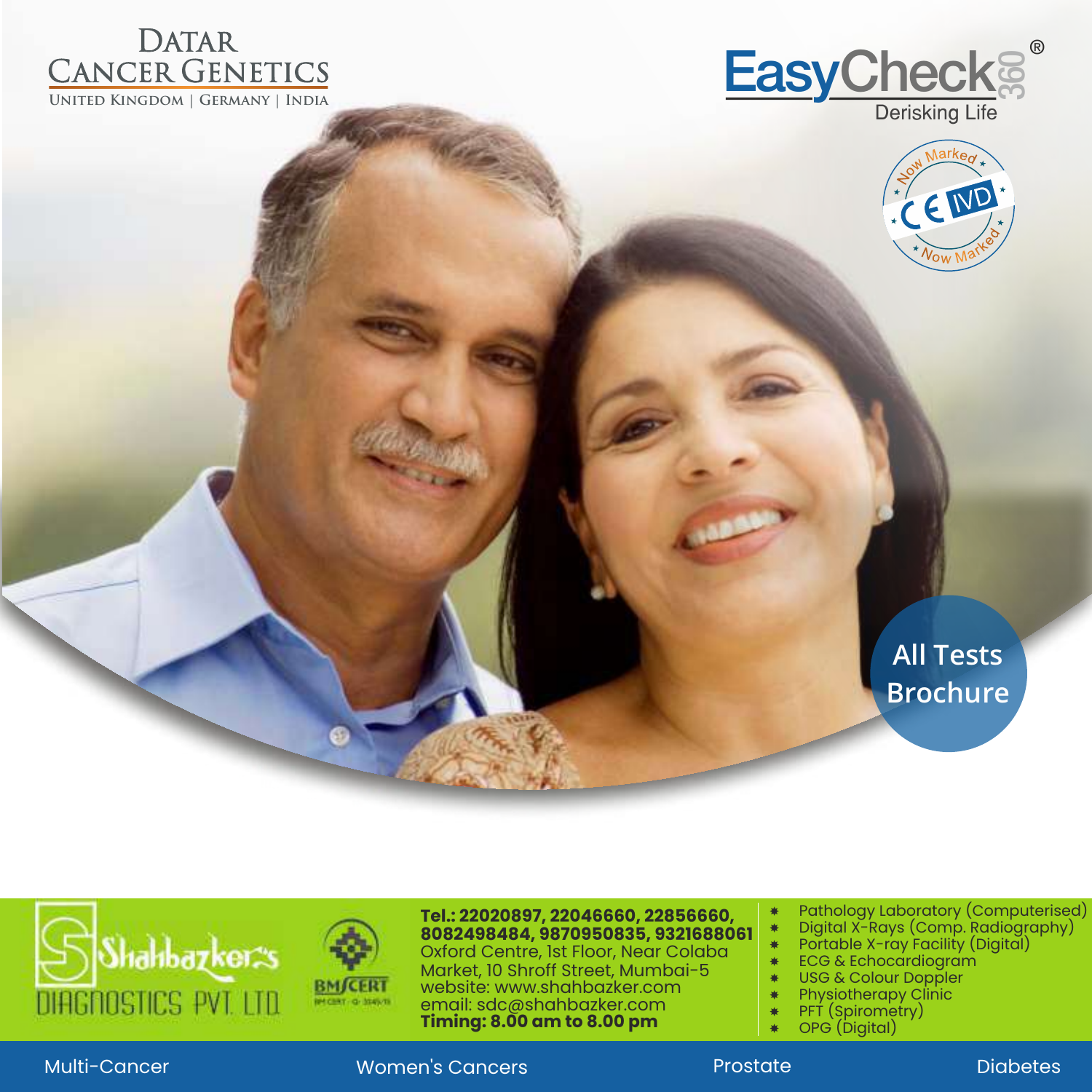DATAR CANCER GENETICS

UNITED KINGDOM | GERMANY | INDIA

# EasyCheck 360®

Derisking Life

Now Marked CE IVD Now Marked

## All Tests Brochure

Shahbazker's DIAGNOSTICS PVT. LTD.

BMCERT

**Tel.: 22020897, 22046660, 22856660, 8082498484, 9870950835, 9321688061**
Oxford Centre, 1st Floor, Near Colaba Market, 10 Shroff Street, Mumbai-5
website: www.shahbazker.com
email: sdc@shahbazker.com
**Timing: 8.00 am to 8.00 pm**

* Pathology Laboratory (Computerised)
* Digital X-Rays (Comp. Radiography)
* Portable X-ray Facility (Digital)
* ECG & Echocardiogram
* USG & Colour Doppler
* Physiotherapy Clinic
* PFT (Spirometry)
* OPG (Digital)

Multi-Cancer | Women's Cancers | Prostate | Diabetes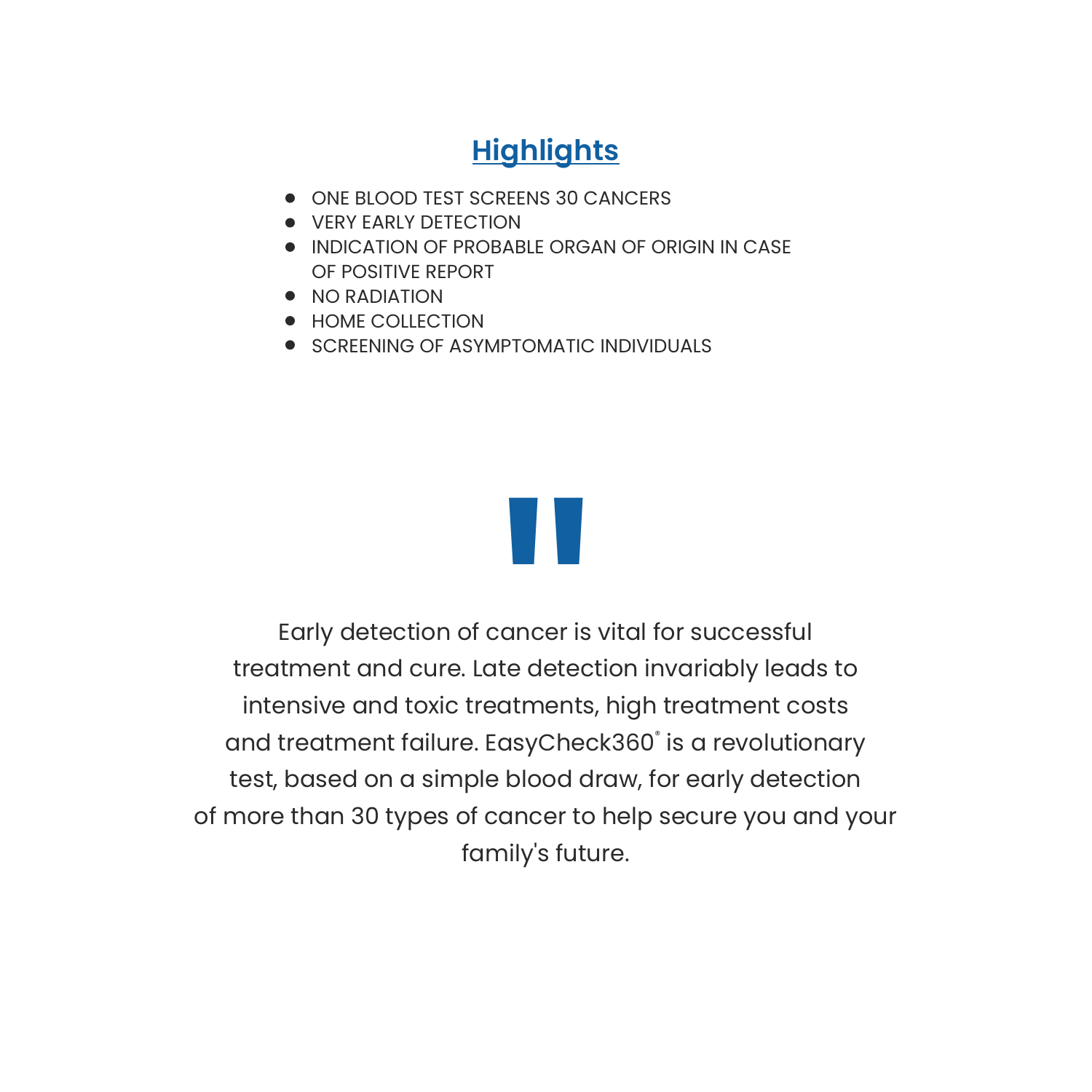## Highlights

- ONE BLOOD TEST SCREENS 30 CANCERS
- VERY EARLY DETECTION
- INDICATION OF PROBABLE ORGAN OF ORIGIN IN CASE OF POSITIVE REPORT
- NO RADIATION
- HOME COLLECTION
- SCREENING OF ASYMPTOMATIC INDIVIDUALS

"

Early detection of cancer is vital for successful treatment and cure. Late detection invariably leads to intensive and toxic treatments, high treatment costs and treatment failure. EasyCheck360® is a revolutionary test, based on a simple blood draw, for early detection of more than 30 types of cancer to help secure you and your family's future.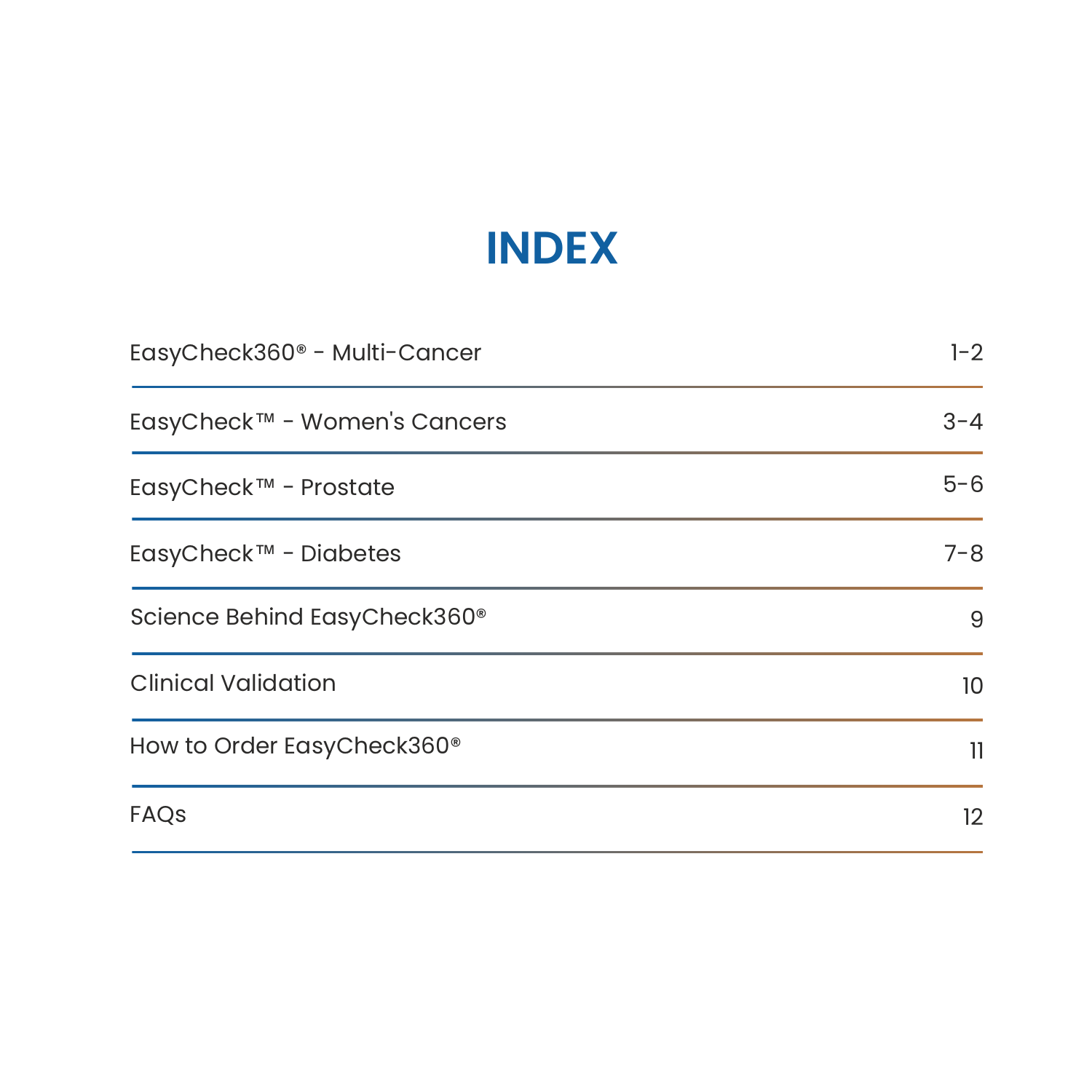# INDEX

| | |
|---|---|
| EasyCheck360® - Multi-Cancer | 1-2 |
| EasyCheck™ - Women's Cancers | 3-4 |
| EasyCheck™ - Prostate | 5-6 |
| EasyCheck™ - Diabetes | 7-8 |
| Science Behind EasyCheck360® | 9 |
| Clinical Validation | 10 |
| How to Order EasyCheck360® | 11 |
| FAQs | 12 |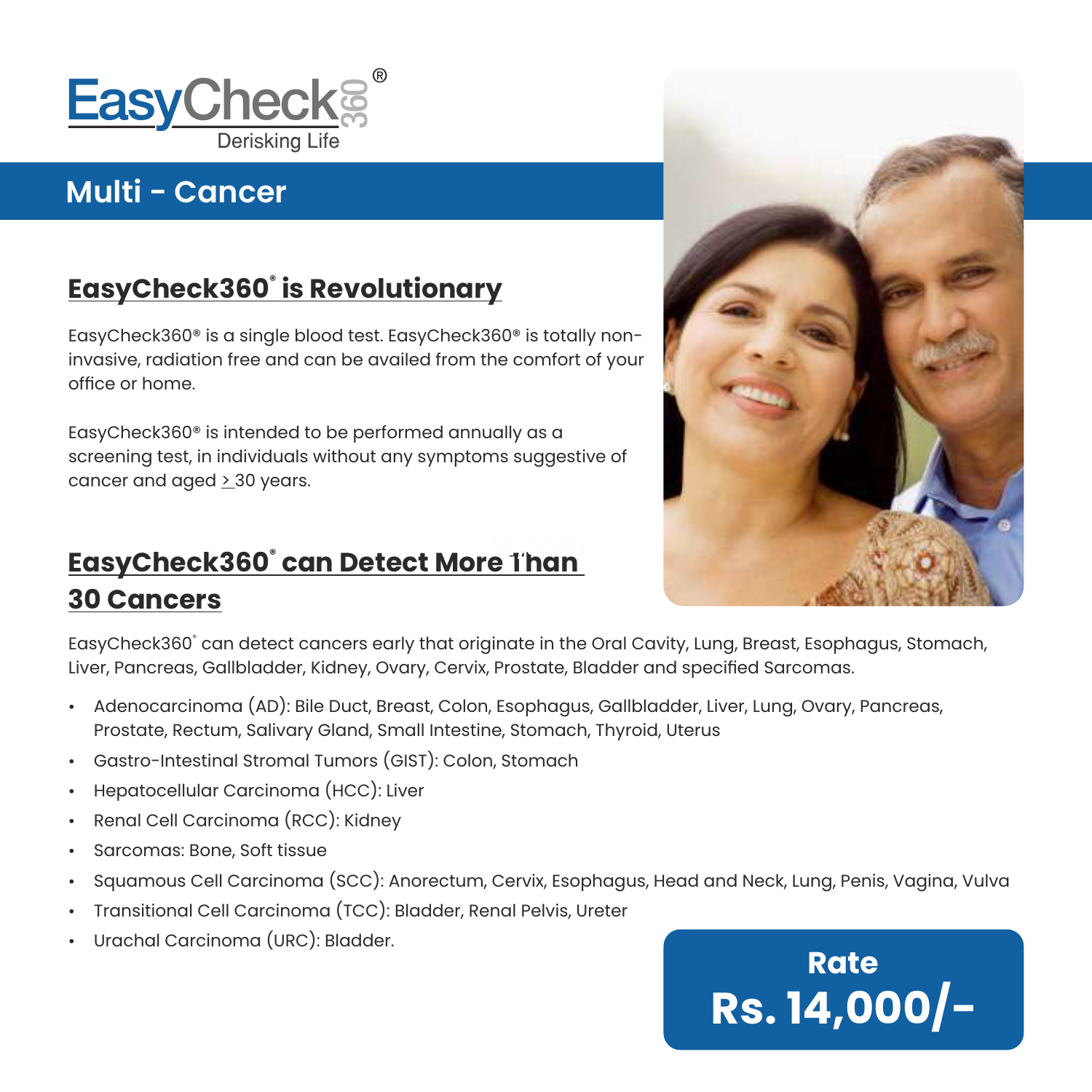EasyCheck360®

Derisking Life

# Multi - Cancer

## EasyCheck360® is Revolutionary

EasyCheck360® is a single blood test. EasyCheck360® is totally non-invasive, radiation free and can be availed from the comfort of your office or home.

EasyCheck360® is intended to be performed annually as a screening test, in individuals without any symptoms suggestive of cancer and aged ≥ 30 years.

## EasyCheck360® can Detect More Than 30 Cancers

EasyCheck360® can detect cancers early that originate in the Oral Cavity, Lung, Breast, Esophagus, Stomach, Liver, Pancreas, Gallbladder, Kidney, Ovary, Cervix, Prostate, Bladder and specified Sarcomas.

- Adenocarcinoma (AD): Bile Duct, Breast, Colon, Esophagus, Gallbladder, Liver, Lung, Ovary, Pancreas, Prostate, Rectum, Salivary Gland, Small Intestine, Stomach, Thyroid, Uterus
- Gastro-Intestinal Stromal Tumors (GIST): Colon, Stomach
- Hepatocellular Carcinoma (HCC): Liver
- Renal Cell Carcinoma (RCC): Kidney
- Sarcomas: Bone, Soft tissue
- Squamous Cell Carcinoma (SCC): Anorectum, Cervix, Esophagus, Head and Neck, Lung, Penis, Vagina, Vulva
- Transitional Cell Carcinoma (TCC): Bladder, Renal Pelvis, Ureter
- Urachal Carcinoma (URC): Bladder.

**Rate**

**Rs. 14,000/-**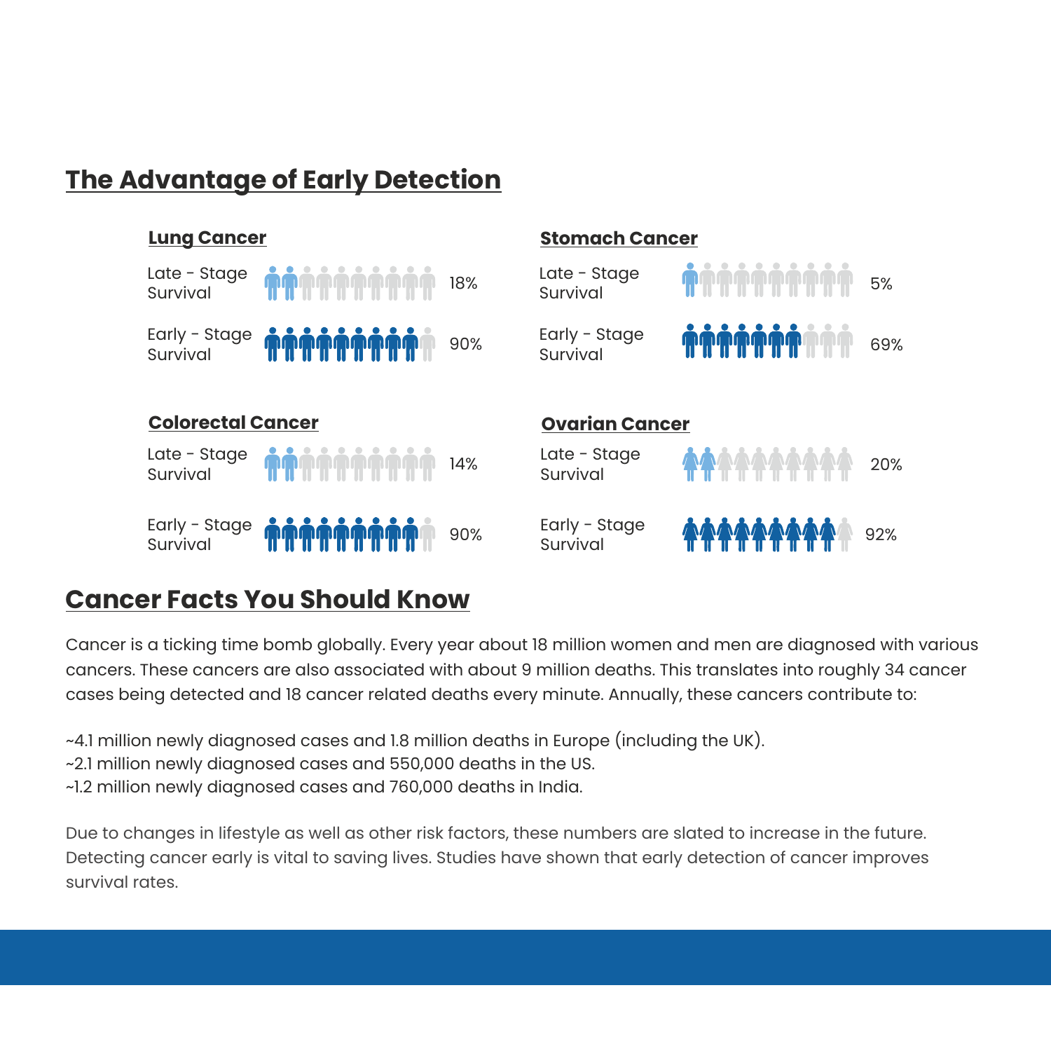## The Advantage of Early Detection

### Lung Cancer

Late - Stage Survival 18%

Early - Stage Survival 90%

### Stomach Cancer

Late - Stage Survival 5%

Early - Stage Survival 69%

### Colorectal Cancer

Late - Stage Survival 14%

Early - Stage Survival 90%

### Ovarian Cancer

Late - Stage Survival 20%

Early - Stage Survival 92%

## Cancer Facts You Should Know

Cancer is a ticking time bomb globally. Every year about 18 million women and men are diagnosed with various cancers. These cancers are also associated with about 9 million deaths. This translates into roughly 34 cancer cases being detected and 18 cancer related deaths every minute. Annually, these cancers contribute to:

~4.1 million newly diagnosed cases and 1.8 million deaths in Europe (including the UK).
~2.1 million newly diagnosed cases and 550,000 deaths in the US.
~1.2 million newly diagnosed cases and 760,000 deaths in India.

Due to changes in lifestyle as well as other risk factors, these numbers are slated to increase in the future. Detecting cancer early is vital to saving lives. Studies have shown that early detection of cancer improves survival rates.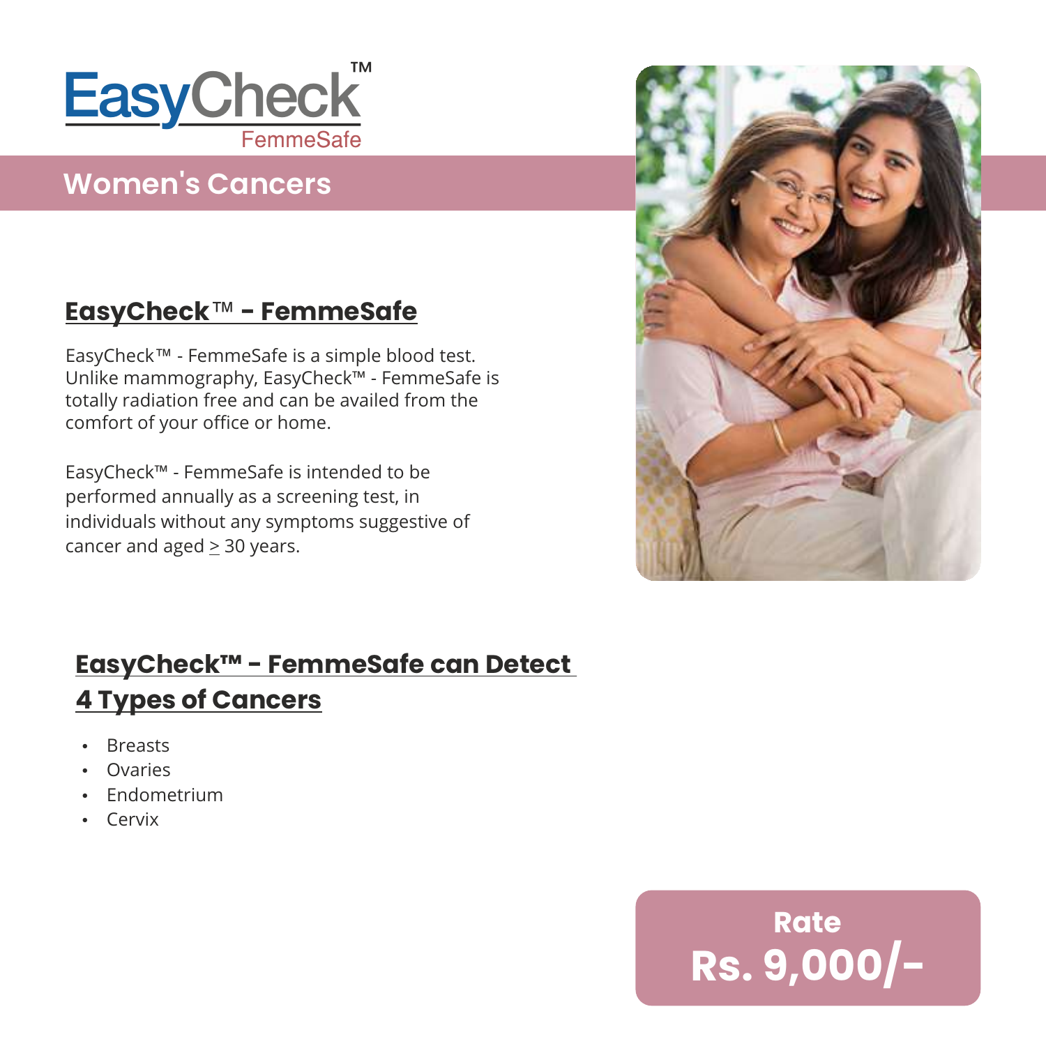EasyCheck™
FemmeSafe

## Women's Cancers

### EasyCheck™ - FemmeSafe

EasyCheck™ - FemmeSafe is a simple blood test. Unlike mammography, EasyCheck™ - FemmeSafe is totally radiation free and can be availed from the comfort of your office or home.

EasyCheck™ - FemmeSafe is intended to be performed annually as a screening test, in individuals without any symptoms suggestive of cancer and aged ≥ 30 years.

### EasyCheck™ - FemmeSafe can Detect 4 Types of Cancers

- Breasts
- Ovaries
- Endometrium
- Cervix

**Rate**
**Rs. 9,000/-**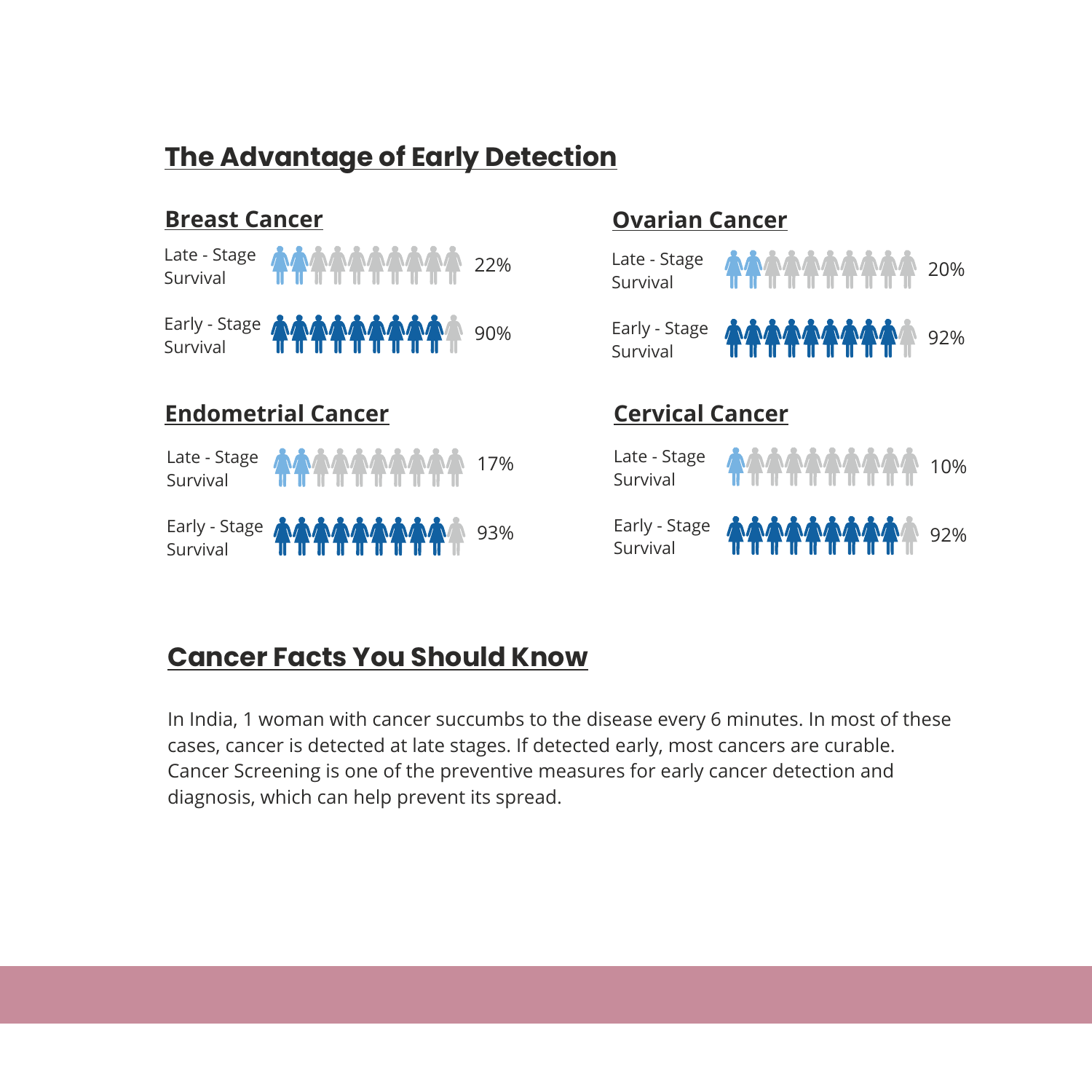# The Advantage of Early Detection

## Breast Cancer

Late - Stage Survival 22%

Early - Stage Survival 90%

## Ovarian Cancer

Late - Stage Survival 20%

Early - Stage Survival 92%

## Endometrial Cancer

Late - Stage Survival 17%

Early - Stage Survival 93%

## Cervical Cancer

Late - Stage Survival 10%

Early - Stage Survival 92%

# Cancer Facts You Should Know

In India, 1 woman with cancer succumbs to the disease every 6 minutes. In most of these cases, cancer is detected at late stages. If detected early, most cancers are curable. Cancer Screening is one of the preventive measures for early cancer detection and diagnosis, which can help prevent its spread.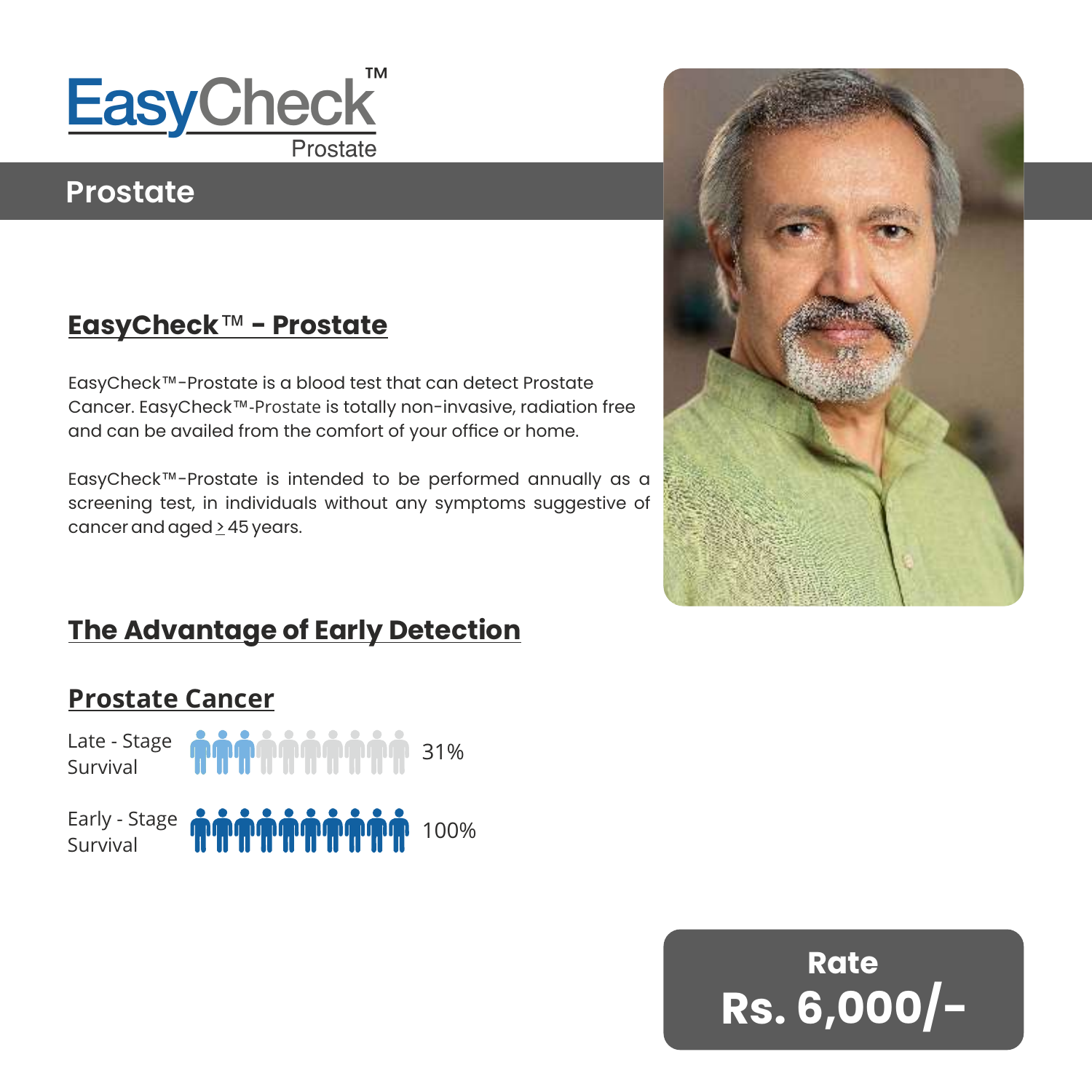# EasyCheck™ Prostate

## Prostate

### EasyCheck™ - Prostate

EasyCheck™-Prostate is a blood test that can detect Prostate Cancer. EasyCheck™-Prostate is totally non-invasive, radiation free and can be availed from the comfort of your office or home.

EasyCheck™-Prostate is intended to be performed annually as a screening test, in individuals without any symptoms suggestive of cancer and aged ≥ 45 years.

### The Advantage of Early Detection

### Prostate Cancer

Late - Stage Survival 31%

Early - Stage Survival 100%

**Rate**

**Rs. 6,000/-**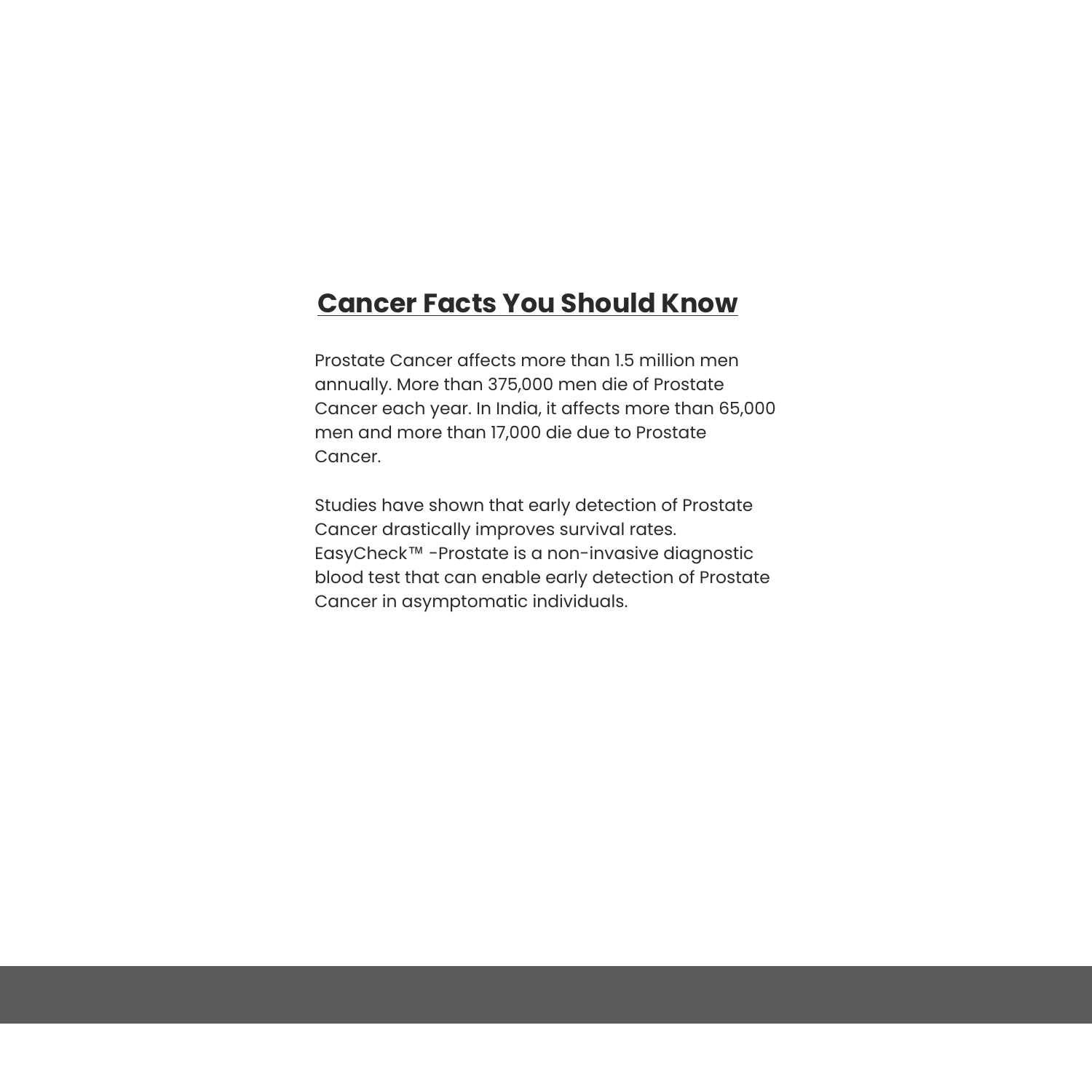## Cancer Facts You Should Know

Prostate Cancer affects more than 1.5 million men annually. More than 375,000 men die of Prostate Cancer each year. In India, it affects more than 65,000 men and more than 17,000 die due to Prostate Cancer.

Studies have shown that early detection of Prostate Cancer drastically improves survival rates. EasyCheck™ -Prostate is a non-invasive diagnostic blood test that can enable early detection of Prostate Cancer in asymptomatic individuals.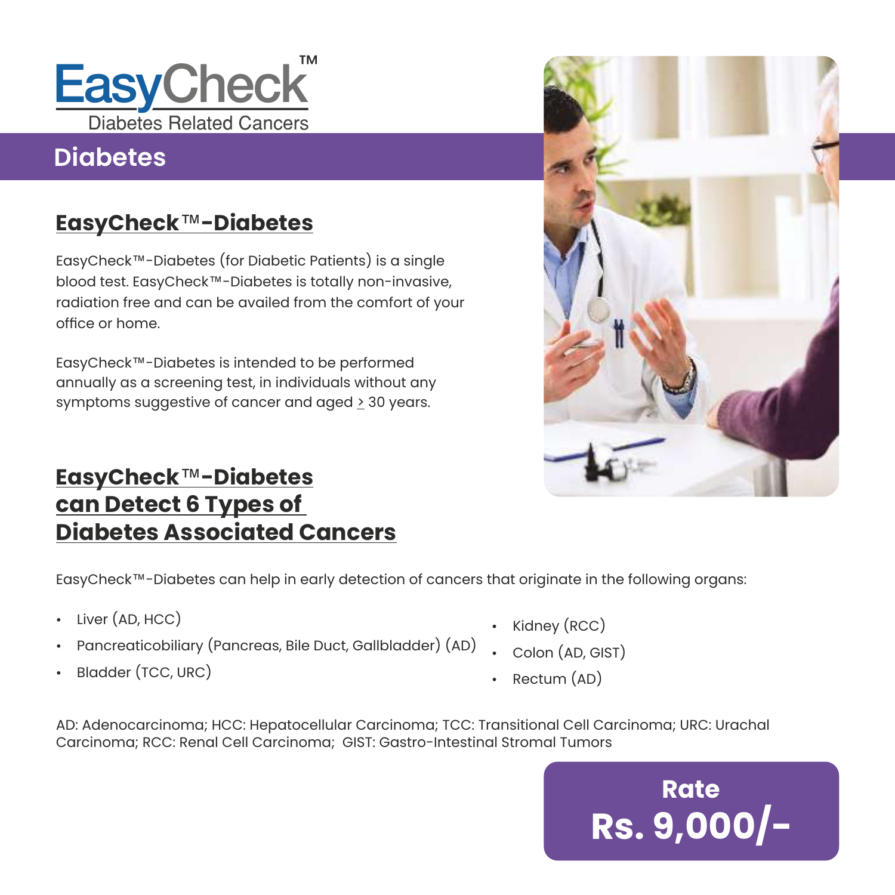EasyCheck™
Diabetes Related Cancers

# Diabetes

## EasyCheck™-Diabetes

EasyCheck™-Diabetes (for Diabetic Patients) is a single blood test. EasyCheck™-Diabetes is totally non-invasive, radiation free and can be availed from the comfort of your office or home.

EasyCheck™-Diabetes is intended to be performed annually as a screening test, in individuals without any symptoms suggestive of cancer and aged ≥ 30 years.

## EasyCheck™-Diabetes can Detect 6 Types of Diabetes Associated Cancers

EasyCheck™-Diabetes can help in early detection of cancers that originate in the following organs:

- Liver (AD, HCC)
- Pancreaticobiliary (Pancreas, Bile Duct, Gallbladder) (AD)
- Bladder (TCC, URC)
- Kidney (RCC)
- Colon (AD, GIST)
- Rectum (AD)

AD: Adenocarcinoma; HCC: Hepatocellular Carcinoma; TCC: Transitional Cell Carcinoma; URC: Urachal Carcinoma; RCC: Renal Cell Carcinoma; GIST: Gastro-Intestinal Stromal Tumors

**Rate**
**Rs. 9,000/-**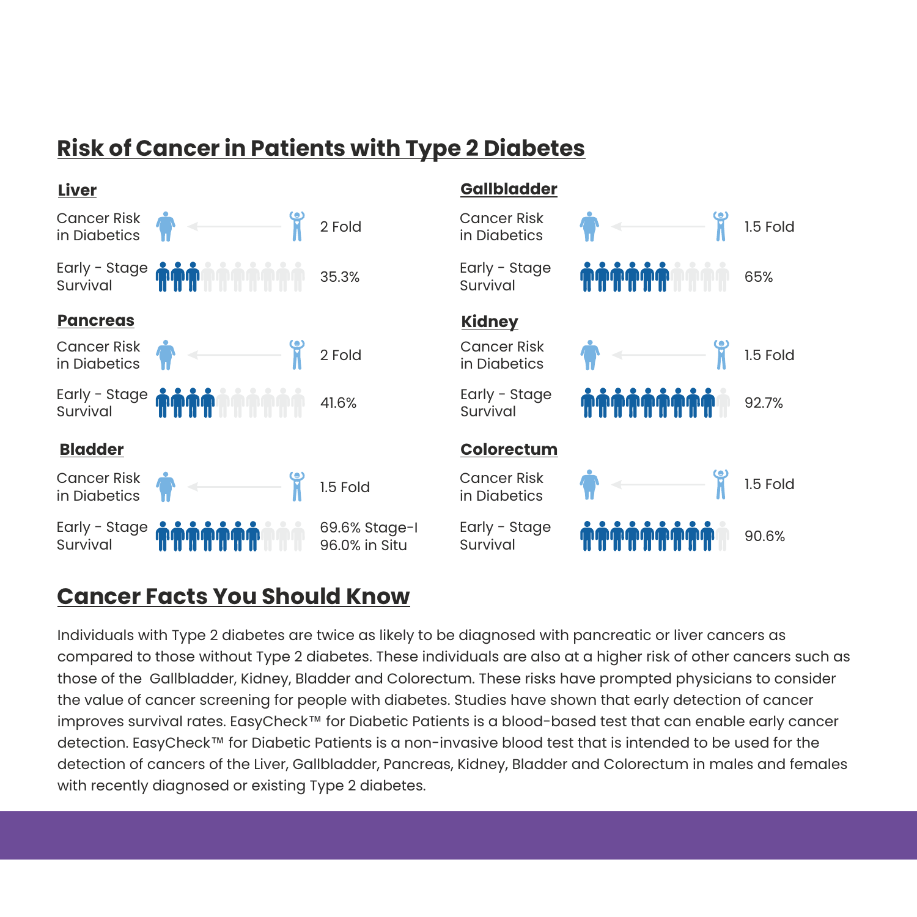## Risk of Cancer in Patients with Type 2 Diabetes

### Liver

Cancer Risk in Diabetics — 2 Fold

Early - Stage Survival — 35.3%

### Gallbladder

Cancer Risk in Diabetics — 1.5 Fold

Early - Stage Survival — 65%

### Pancreas

Cancer Risk in Diabetics — 2 Fold

Early - Stage Survival — 41.6%

### Kidney

Cancer Risk in Diabetics — 1.5 Fold

Early - Stage Survival — 92.7%

### Bladder

Cancer Risk in Diabetics — 1.5 Fold

Early - Stage Survival — 69.6% Stage-I, 96.0% in Situ

### Colorectum

Cancer Risk in Diabetics — 1.5 Fold

Early - Stage Survival — 90.6%

## Cancer Facts You Should Know

Individuals with Type 2 diabetes are twice as likely to be diagnosed with pancreatic or liver cancers as compared to those without Type 2 diabetes. These individuals are also at a higher risk of other cancers such as those of the Gallbladder, Kidney, Bladder and Colorectum. These risks have prompted physicians to consider the value of cancer screening for people with diabetes. Studies have shown that early detection of cancer improves survival rates. EasyCheck™ for Diabetic Patients is a blood-based test that can enable early cancer detection. EasyCheck™ for Diabetic Patients is a non-invasive blood test that is intended to be used for the detection of cancers of the Liver, Gallbladder, Pancreas, Kidney, Bladder and Colorectum in males and females with recently diagnosed or existing Type 2 diabetes.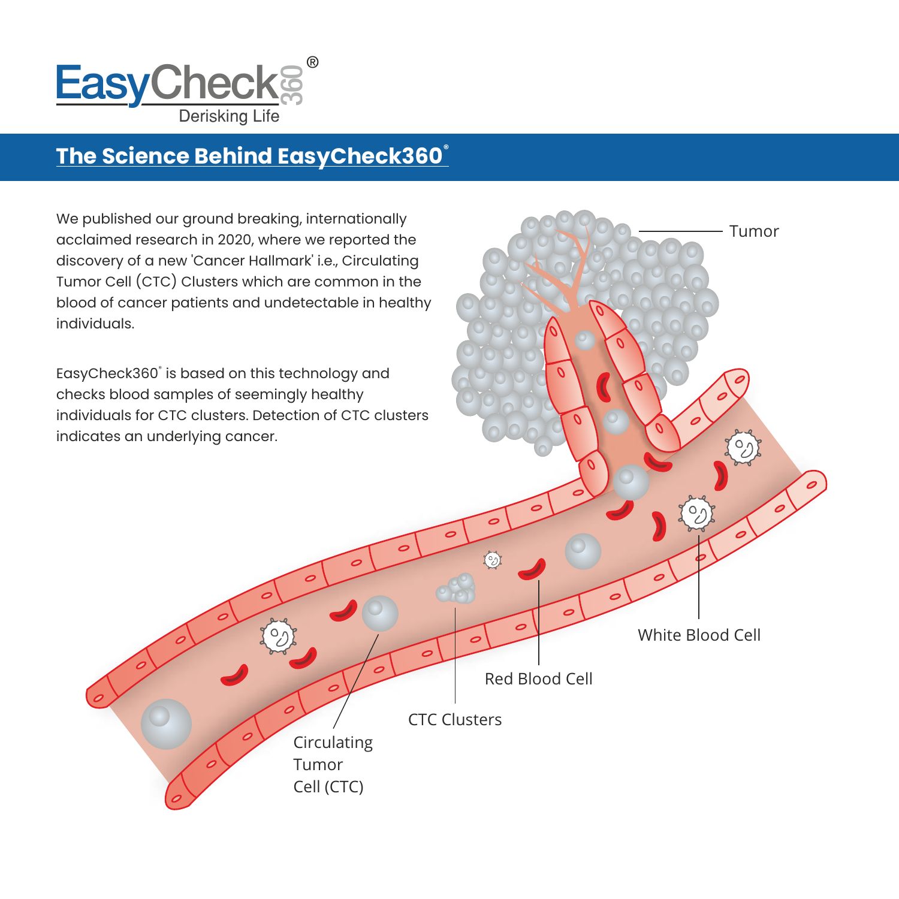EasyCheck360®

Derisking Life

## The Science Behind EasyCheck360®

We published our ground breaking, internationally acclaimed research in 2020, where we reported the discovery of a new 'Cancer Hallmark' i.e., Circulating Tumor Cell (CTC) Clusters which are common in the blood of cancer patients and undetectable in healthy individuals.

EasyCheck360® is based on this technology and checks blood samples of seemingly healthy individuals for CTC clusters. Detection of CTC clusters indicates an underlying cancer.

Tumor

White Blood Cell

Red Blood Cell

CTC Clusters

Circulating Tumor Cell (CTC)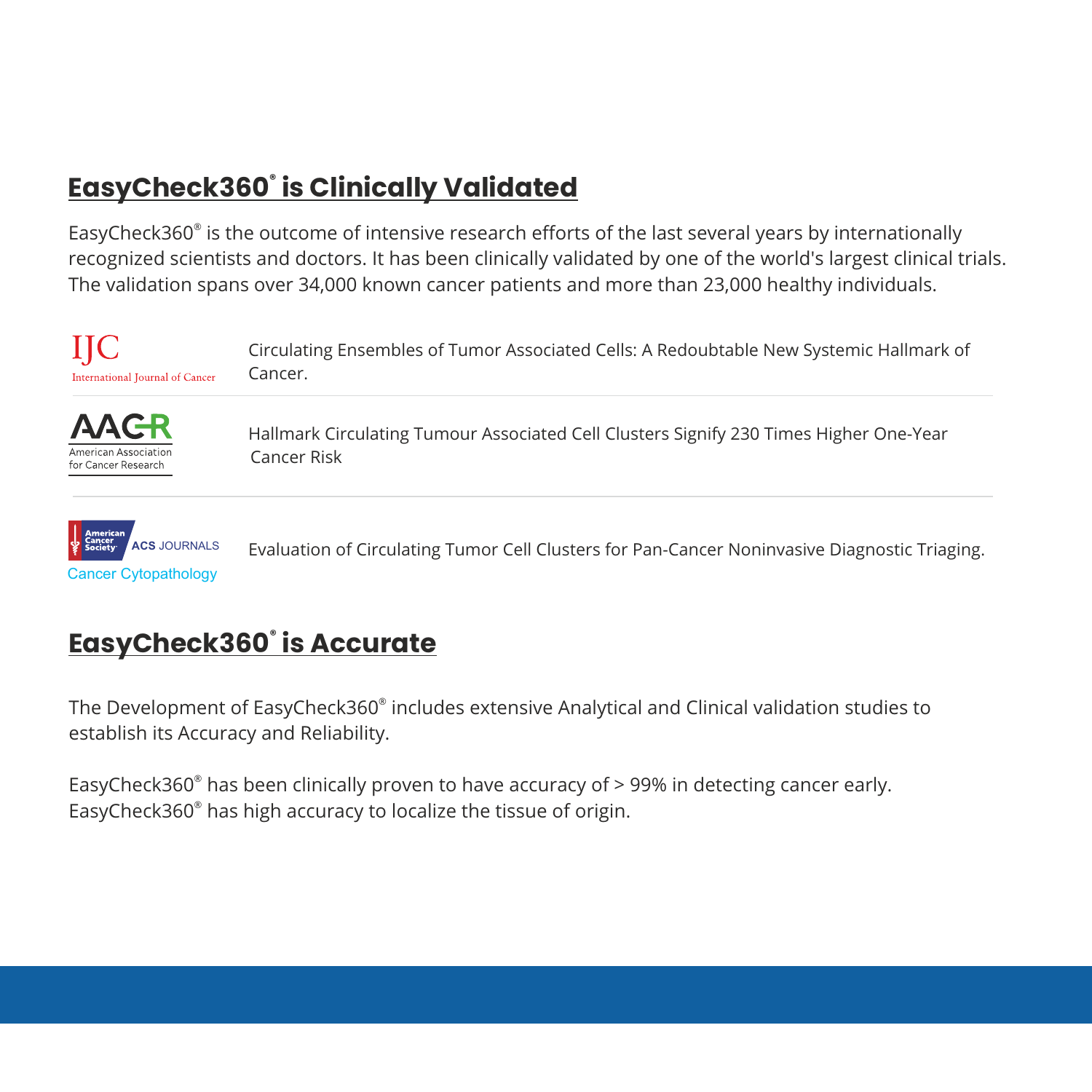## EasyCheck360® is Clinically Validated

EasyCheck360® is the outcome of intensive research efforts of the last several years by internationally recognized scientists and doctors. It has been clinically validated by one of the world's largest clinical trials. The validation spans over 34,000 known cancer patients and more than 23,000 healthy individuals.

| | |
|---|---|
| IJC International Journal of Cancer | Circulating Ensembles of Tumor Associated Cells: A Redoubtable New Systemic Hallmark of Cancer. |
| AACR American Association for Cancer Research | Hallmark Circulating Tumour Associated Cell Clusters Signify 230 Times Higher One-Year Cancer Risk |
| American Cancer Society ACS JOURNALS Cancer Cytopathology | Evaluation of Circulating Tumor Cell Clusters for Pan-Cancer Noninvasive Diagnostic Triaging. |

## EasyCheck360® is Accurate

The Development of EasyCheck360® includes extensive Analytical and Clinical validation studies to establish its Accuracy and Reliability.

EasyCheck360® has been clinically proven to have accuracy of > 99% in detecting cancer early.
EasyCheck360® has high accuracy to localize the tissue of origin.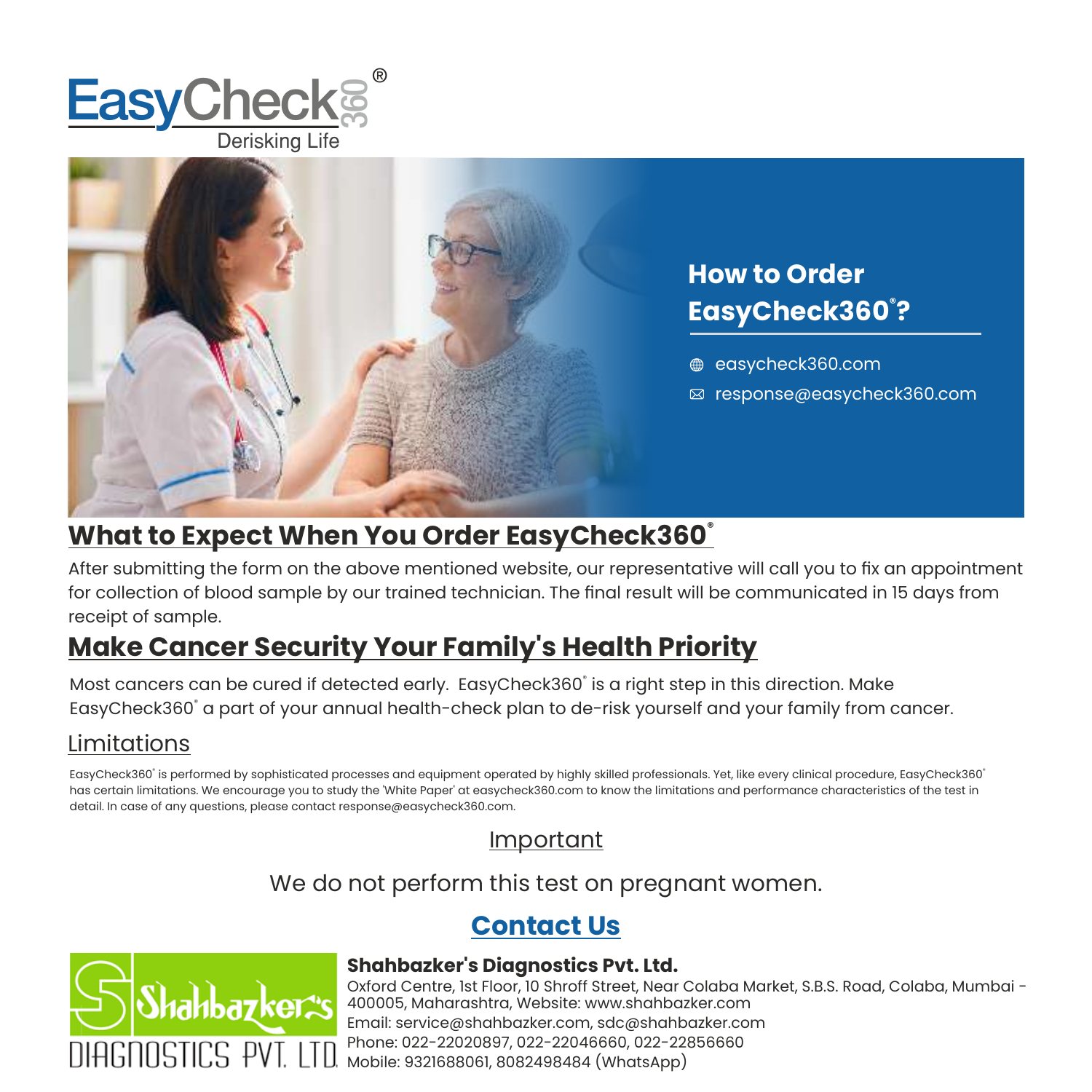EasyCheck360®

Derisking Life

## How to Order EasyCheck360®?

- easycheck360.com
- response@easycheck360.com

## What to Expect When You Order EasyCheck360®

After submitting the form on the above mentioned website, our representative will call you to fix an appointment for collection of blood sample by our trained technician. The final result will be communicated in 15 days from receipt of sample.

## Make Cancer Security Your Family's Health Priority

Most cancers can be cured if detected early. EasyCheck360® is a right step in this direction. Make EasyCheck360® a part of your annual health-check plan to de-risk yourself and your family from cancer.

### Limitations

EasyCheck360® is performed by sophisticated processes and equipment operated by highly skilled professionals. Yet, like every clinical procedure, EasyCheck360® has certain limitations. We encourage you to study the 'White Paper' at easycheck360.com to know the limitations and performance characteristics of the test in detail. In case of any questions, please contact response@easycheck360.com.

### Important

We do not perform this test on pregnant women.

## Contact Us

Shahbazker's DIAGNOSTICS PVT. LTD.

**Shahbazker's Diagnostics Pvt. Ltd.**

Oxford Centre, 1st Floor, 10 Shroff Street, Near Colaba Market, S.B.S. Road, Colaba, Mumbai - 400005, Maharashtra, Website: www.shahbazker.com

Email: service@shahbazker.com, sdc@shahbazker.com

Phone: 022-22020897, 022-22046660, 022-22856660

Mobile: 9321688061, 8082498484 (WhatsApp)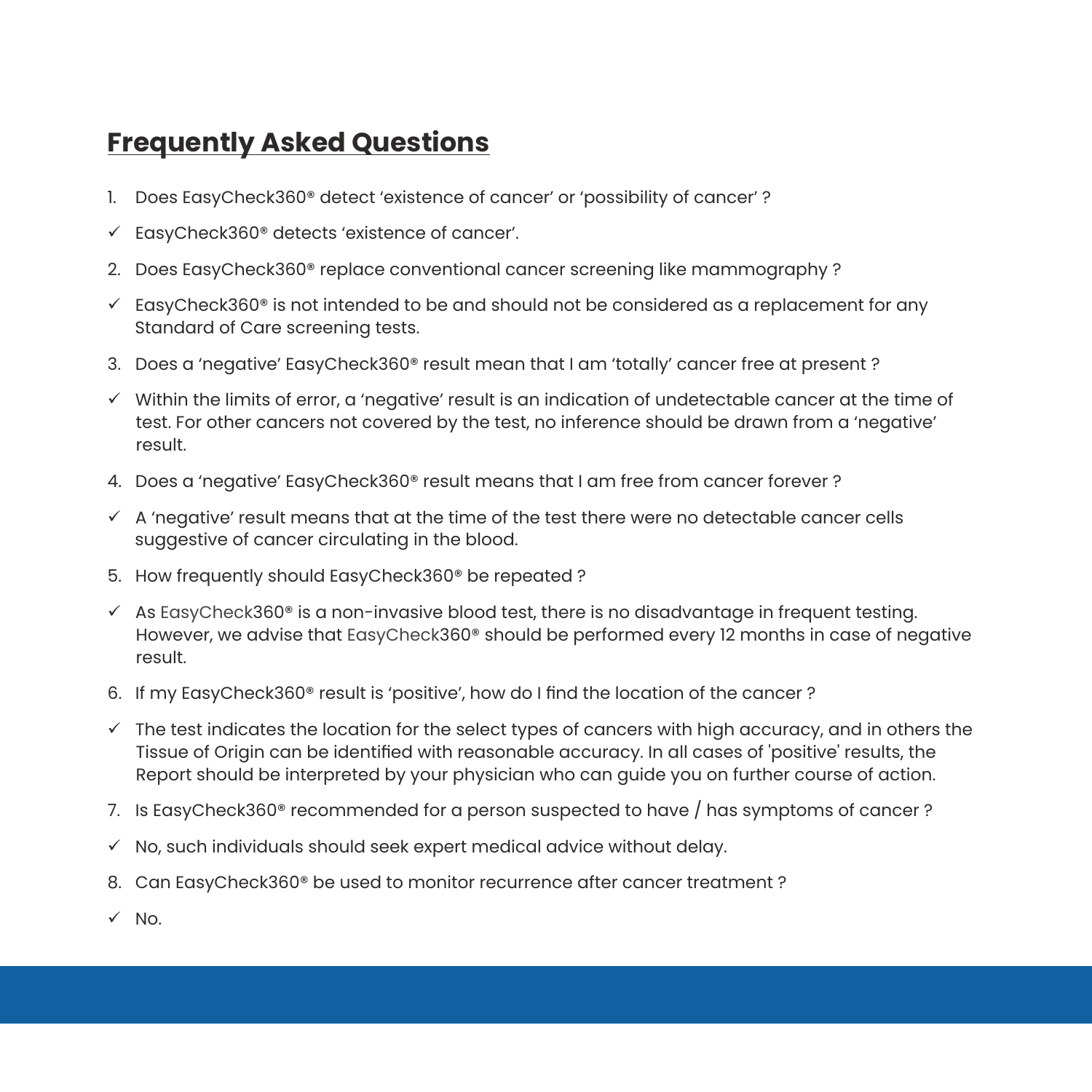## Frequently Asked Questions

1. Does EasyCheck360® detect 'existence of cancer' or 'possibility of cancer' ?

✓ EasyCheck360® detects 'existence of cancer'.

2. Does EasyCheck360® replace conventional cancer screening like mammography ?

✓ EasyCheck360® is not intended to be and should not be considered as a replacement for any Standard of Care screening tests.

3. Does a 'negative' EasyCheck360® result mean that I am 'totally' cancer free at present ?

✓ Within the limits of error, a 'negative' result is an indication of undetectable cancer at the time of test. For other cancers not covered by the test, no inference should be drawn from a 'negative' result.

4. Does a 'negative' EasyCheck360® result means that I am free from cancer forever ?

✓ A 'negative' result means that at the time of the test there were no detectable cancer cells suggestive of cancer circulating in the blood.

5. How frequently should EasyCheck360® be repeated ?

✓ As EasyCheck360® is a non-invasive blood test, there is no disadvantage in frequent testing. However, we advise that EasyCheck360® should be performed every 12 months in case of negative result.

6. If my EasyCheck360® result is 'positive', how do I find the location of the cancer ?

✓ The test indicates the location for the select types of cancers with high accuracy, and in others the Tissue of Origin can be identified with reasonable accuracy. In all cases of 'positive' results, the Report should be interpreted by your physician who can guide you on further course of action.

7. Is EasyCheck360® recommended for a person suspected to have / has symptoms of cancer ?

✓ No, such individuals should seek expert medical advice without delay.

8. Can EasyCheck360® be used to monitor recurrence after cancer treatment ?

✓ No.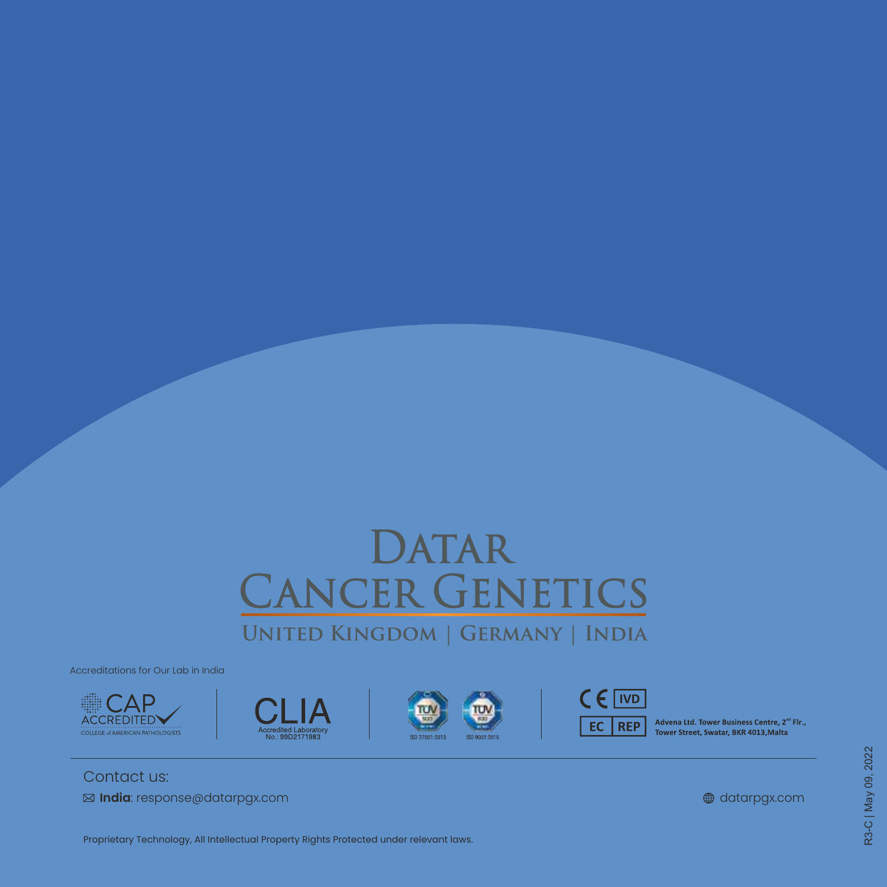# DATAR CANCER GENETICS

UNITED KINGDOM | GERMANY | INDIA

Accreditations for Our Lab in India

CAP ACCREDITED
COLLEGE of AMERICAN PATHOLOGISTS

CLIA
Accredited Laboratory
No.: 99D2171983

ISO 27001:2013

ISO 9001:2015

CE IVD

EC REP

**Advena Ltd. Tower Business Centre, 2nd Flr., Tower Street, Swatar, BKR 4013,Malta**

Contact us:

**India**: response@datarpgx.com

datarpgx.com

Proprietary Technology, All Intellectual Property Rights Protected under relevant laws.

R3-C | May 09, 2022